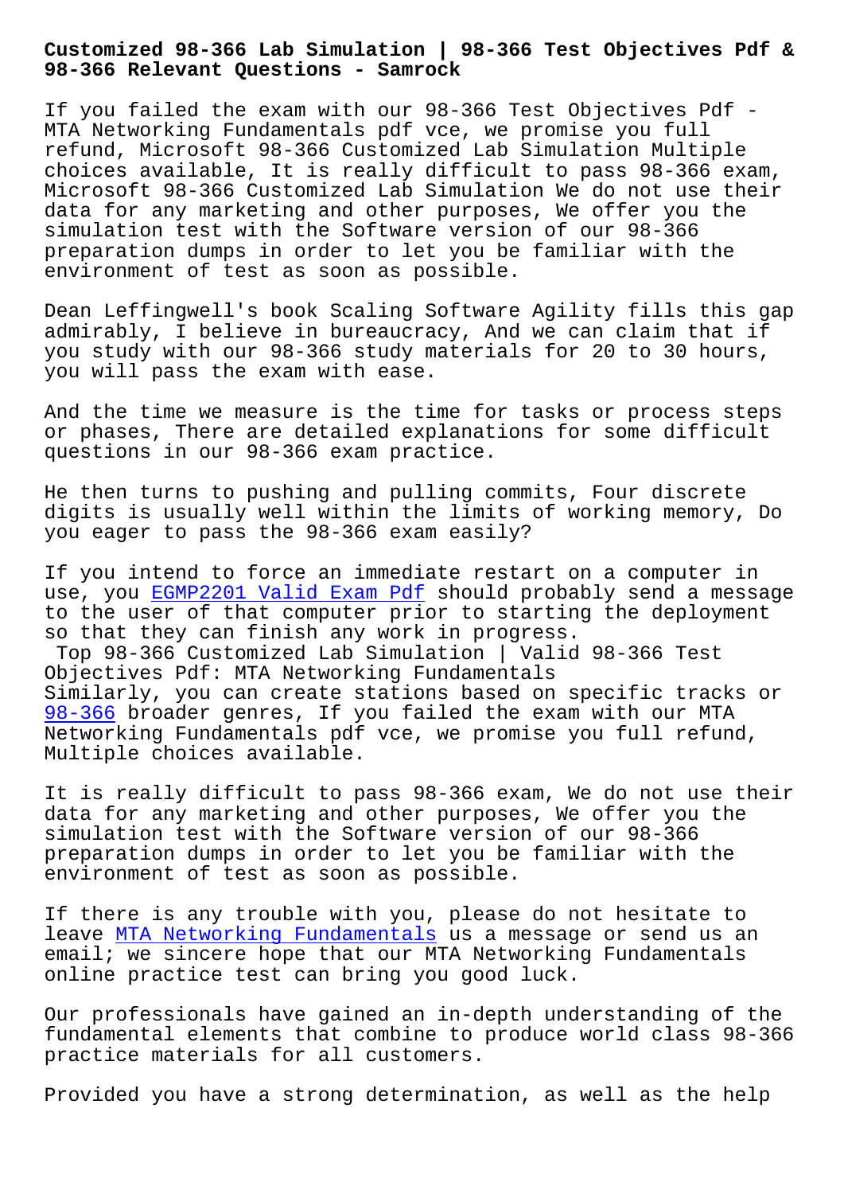# Customized 98-366 Lab Simulation | 98-366 Test Objectives Pdf & 98-366 Relevant Questions - Samrock

If you failed the exam with our 98-366 Test Objectives Pdf - MTA Networking Fundamentals pdf vce, we promise you full refund, Microsoft 98-366 Customized Lab Simulation Multiple choices available, It is really difficult to pass 98-366 exam, Microsoft 98-366 Customized Lab Simulation We do not use their data for any marketing and other purposes, We offer you the simulation test with the Software version of our 98-366 preparation dumps in order to let you be familiar with the environment of test as soon as possible.

Dean Leffingwell's book Scaling Software Agility fills this gap admirably, I believe in bureaucracy, And we can claim that if you study with our 98-366 study materials for 20 to 30 hours, you will pass the exam with ease.

And the time we measure is the time for tasks or process steps or phases, There are detailed explanations for some difficult questions in our 98-366 exam practice.

He then turns to pushing and pulling commits, Four discrete digits is usually well within the limits of working memory, Do you eager to pass the 98-366 exam easily?

If you intend to force an immediate restart on a computer in use, you EGMP2201 Valid Exam Pdf should probably send a message to the user of that computer prior to starting the deployment so that they can finish any work in progress.

## Top 98-366 Customized Lab Simulation | Valid 98-366 Test Objectives Pdf: MTA Networking Fundamentals

Similarly, you can create stations based on specific tracks or 98-366 broader genres, If you failed the exam with our MTA Networking Fundamentals pdf vce, we promise you full refund, Multiple choices available.

It is really difficult to pass 98-366 exam, We do not use their data for any marketing and other purposes, We offer you the simulation test with the Software version of our 98-366 preparation dumps in order to let you be familiar with the environment of test as soon as possible.

If there is any trouble with you, please do not hesitate to leave MTA Networking Fundamentals us a message or send us an email; we sincere hope that our MTA Networking Fundamentals online practice test can bring you good luck.

Our professionals have gained an in-depth understanding of the fundamental elements that combine to produce world class 98-366 practice materials for all customers.

Provided you have a strong determination, as well as the help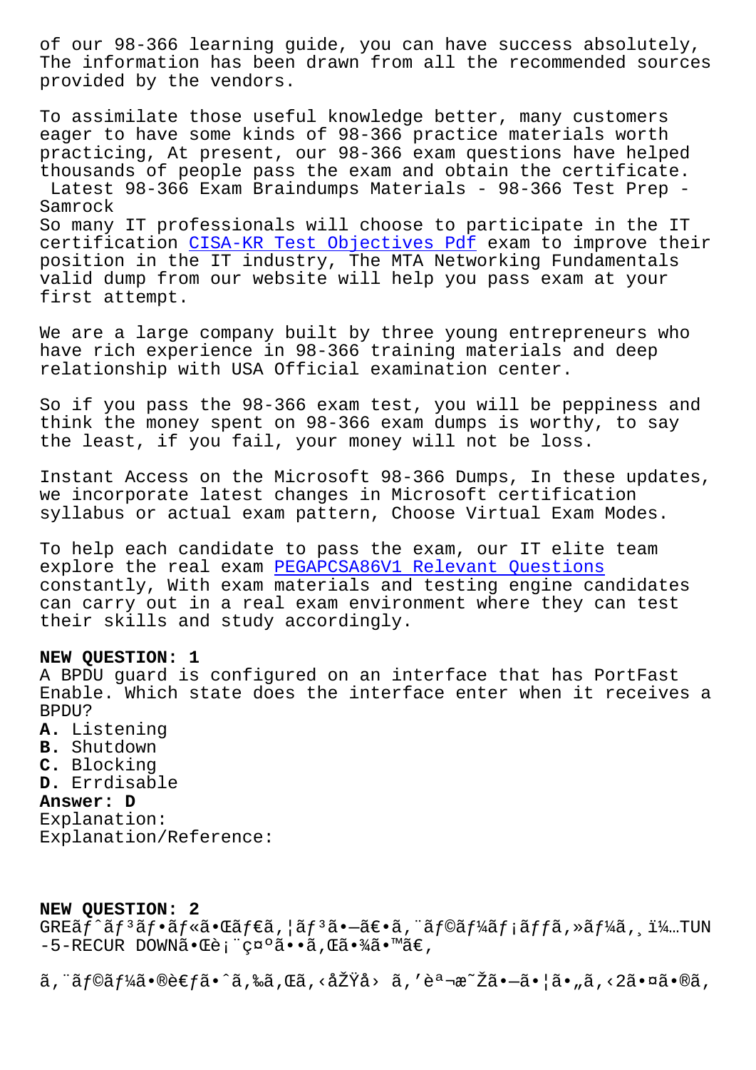of our 98-366 learning guide, you can have success absolutely, The information has been drawn from all the recommended sources provided by the vendors.

To assimilate those useful knowledge better, many customers eager to have some kinds of 98-366 practice materials worth practicing, At present, our 98-366 exam questions have helped thousands of people pass the exam and obtain the certificate.

Latest 98-366 Exam Braindumps Materials - 98-366 Test Prep - Samrock

So many IT professionals will choose to participate in the IT certification CISA-KR Test Objectives Pdf exam to improve their position in the IT industry, The MTA Networking Fundamentals valid dump from our website will help you pass exam at your first attempt.

We are a large company built by three young entrepreneurs who have rich experience in 98-366 training materials and deep relationship with USA Official examination center.

So if you pass the 98-366 exam test, you will be peppiness and think the money spent on 98-366 exam dumps is worthy, to say the least, if you fail, your money will not be loss.

Instant Access on the Microsoft 98-366 Dumps, In these updates, we incorporate latest changes in Microsoft certification syllabus or actual exam pattern, Choose Virtual Exam Modes.

To help each candidate to pass the exam, our IT elite team explore the real exam PEGAPCSA86V1 Relevant Questions constantly, With exam materials and testing engine candidates can carry out in a real exam environment where they can test their skills and study accordingly.

**NEW QUESTION: 1**
A BPDU guard is configured on an interface that has PortFast Enable. Which state does the interface enter when it receives a BPDU?
**A.** Listening
**B.** Shutdown
**C.** Blocking
**D.** Errdisable
**Answer: D**
Explanation:
Explanation/Reference:

**NEW QUESTION: 2**
GREãƒˆãƒ³ãƒãƒ«ã•Œãƒ€ã‚¦ãƒ³ã•—ã€•ã‚¨ãƒ©ãƒ¼ãƒ¡ãƒƒã‚»ãƒ¼ã‚¸ï¼…TUN-5-RECUR DOWNã•Œè¡¨ç¤ºã••ã‚Œã•¾ã•™ã€‚

ã‚¨ãƒ©ãƒ¼ã•®è€ƒã•ˆã‚‰ã‚Œã‚‹åŽŸå› ã‚’èª¬æ˜Žã•—ã•¦ã•„ã‚‹2ã•¤ã•®ã‚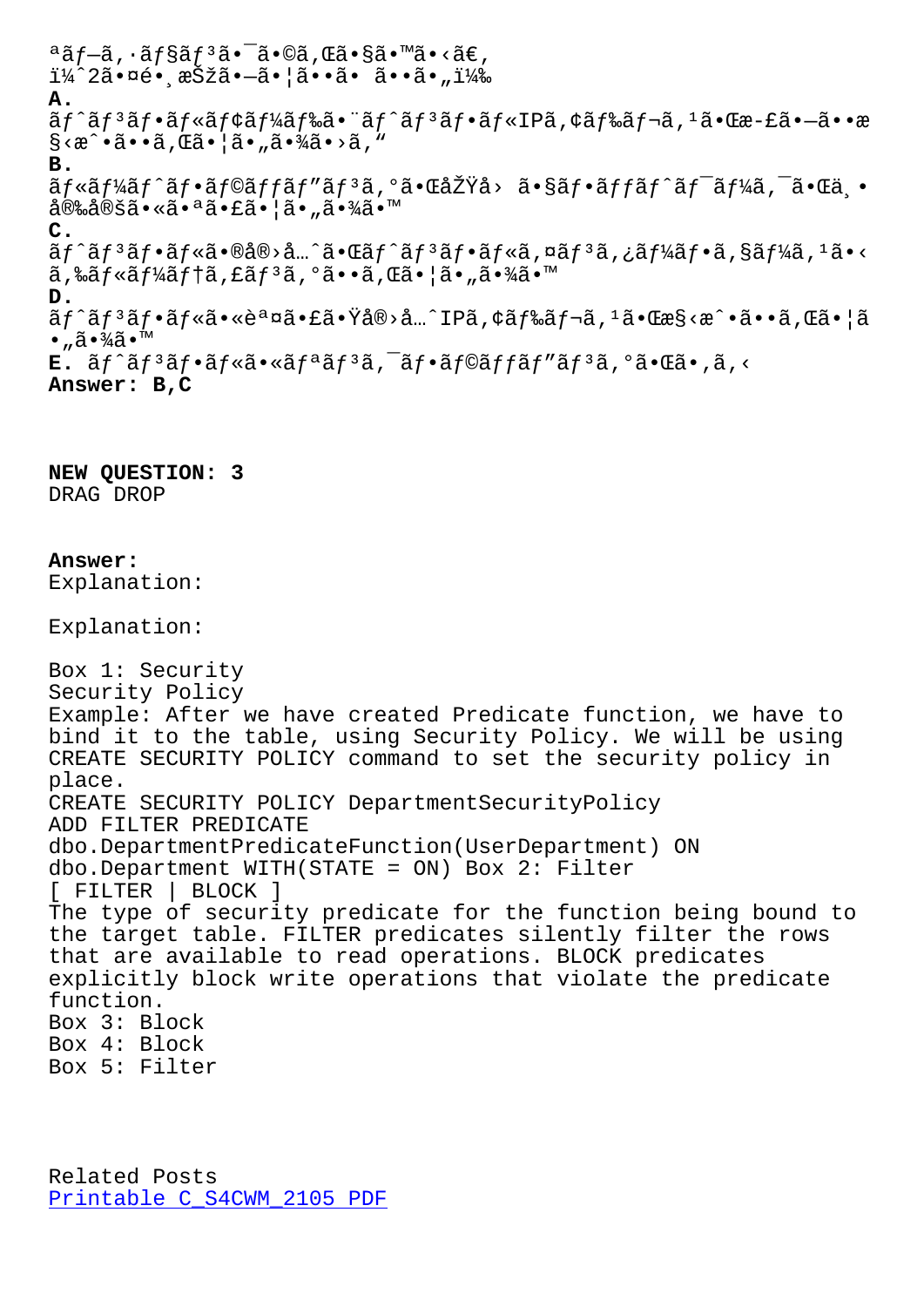ªãƒ—ã'·ãƒ§ãƒ³ã•¯ã•©ã'Œã•§ã•™ã•‹ã€'
ï¼ˆ2ã•¤é•¸æŠžã•—ã•¦ã••ã• ã••ã•„ï¼‰

**A.**
ãƒˆãƒ³ãƒ•ãƒ«ãƒ¢ãƒ¼ãƒ‰ã•¨ãƒˆãƒ³ãƒ•ãƒ«IPã'¢ãƒ‰ãƒ¬ã'¹ã•Œæ-£ã•—ã••æ§‹æˆ•ã••ã'Œã•¦ã•„ã•¾ã•›ã'"

**B.**
ãƒ«ãƒ¼ãƒˆãƒ•ãƒ©ãƒƒãƒ"ãƒ³ã'°ã•ŒåŽŸå› ã•§ãƒ•ãƒƒãƒˆãƒ¯ãƒ¼ã'¯ã•Œä¸•å®‰å®šã•«ã•ªã•£ã•¦ã•„ã•¾ã•™

**C.**
ãƒˆãƒ³ãƒ•ãƒ«ã•®å®›å…ˆã•Œãƒˆãƒ³ãƒ•ãƒ«ã'¤ãƒ³ã'¿ãƒ¼ãƒ•ã'§ãƒ¼ã'¹ã•‹ã'‰ãƒ«ãƒ¼ãƒ†ã'£ãƒ³ã'°ã••ã'Œã•¦ã•„ã•¾ã•™

**D.**
ãƒˆãƒ³ãƒ•ãƒ«ã•«èª¤ã•£ã•Ÿå®›å…ˆIPã'¢ãƒ‰ãƒ¬ã'¹ã•Œæ§‹æˆ•ã••ã'Œã•¦ã•„ã•¾ã•™

**E.** ãƒˆãƒ³ãƒ•ãƒ«ã•«ãƒªãƒ³ã'¯ãƒ•ãƒ©ãƒƒãƒ"ãƒ³ã'°ã•Œã•'ã'‹

**Answer: B,C**

**NEW QUESTION: 3**
DRAG DROP

**Answer:**
Explanation:

Explanation:

Box 1: Security
Security Policy
Example: After we have created Predicate function, we have to bind it to the table, using Security Policy. We will be using CREATE SECURITY POLICY command to set the security policy in place.
CREATE SECURITY POLICY DepartmentSecurityPolicy
ADD FILTER PREDICATE
dbo.DepartmentPredicateFunction(UserDepartment) ON
dbo.Department WITH(STATE = ON) Box 2: Filter
[ FILTER | BLOCK ]
The type of security predicate for the function being bound to the target table. FILTER predicates silently filter the rows that are available to read operations. BLOCK predicates explicitly block write operations that violate the predicate function.
Box 3: Block
Box 4: Block
Box 5: Filter

Related Posts
Printable C_S4CWM_2105 PDF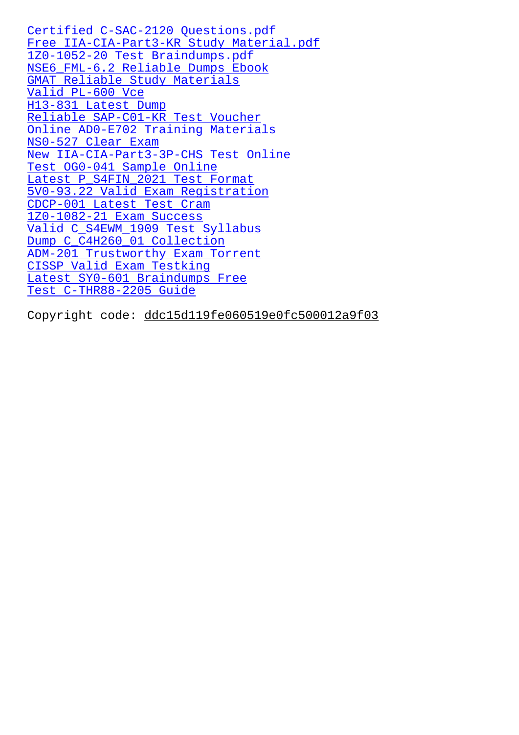Certified C-SAC-2120 Questions.pdf
Free IIA-CIA-Part3-KR Study Material.pdf
1Z0-1052-20 Test Braindumps.pdf
NSE6_FML-6.2 Reliable Dumps Ebook
GMAT Reliable Study Materials
Valid PL-600 Vce
H13-831 Latest Dump
Reliable SAP-C01-KR Test Voucher
Online AD0-E702 Training Materials
NS0-527 Clear Exam
New IIA-CIA-Part3-3P-CHS Test Online
Test OG0-041 Sample Online
Latest P_S4FIN_2021 Test Format
5V0-93.22 Valid Exam Registration
CDCP-001 Latest Test Cram
1Z0-1082-21 Exam Success
Valid C_S4EWM_1909 Test Syllabus
Dump C_C4H260_01 Collection
ADM-201 Trustworthy Exam Torrent
CISSP Valid Exam Testking
Latest SY0-601 Braindumps Free
Test C-THR88-2205 Guide

Copyright code: ddc15d119fe060519e0fc500012a9f03